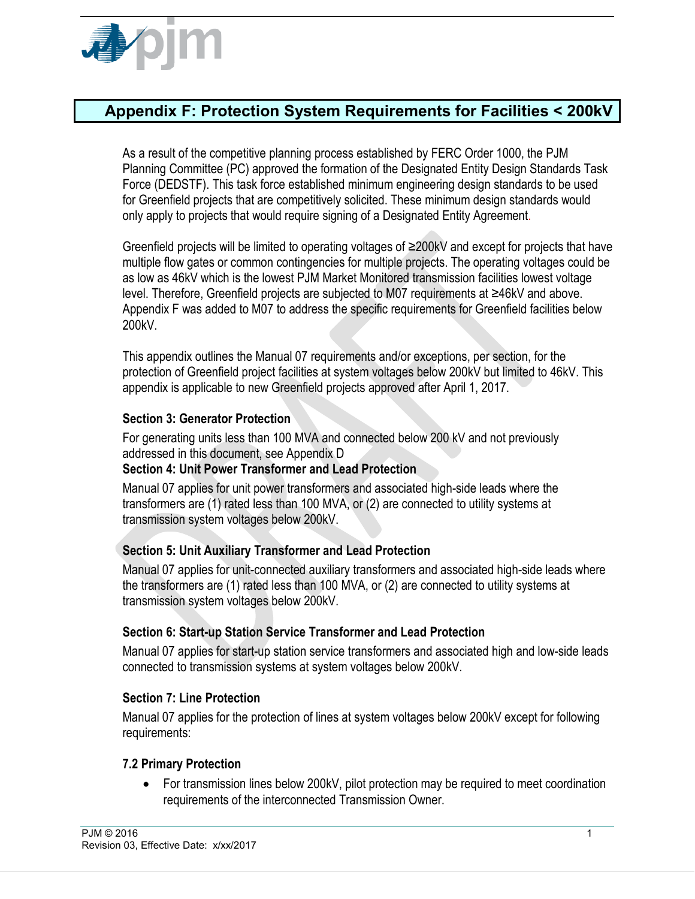# Appendix F: Protection System Requirements for Facilities < 200kV

As a result of the competitive planning process established by FERC Order 1000, the PJM Planning Committee (PC) approved the formation of the Designated Entity Design Standards Task Force (DEDSTF). This task force established minimum engineering design standards to be used for Greenfield projects that are competitively solicited. These minimum design standards would only apply to projects that would require signing of a Designated Entity Agreement.

Greenfield projects will be limited to operating voltages of ≥200kV and except for projects that have multiple flow gates or common contingencies for multiple projects. The operating voltages could be as low as 46kV which is the lowest PJM Market Monitored transmission facilities lowest voltage level. Therefore, Greenfield projects are subjected to M07 requirements at ≥46kV and above. Appendix F was added to M07 to address the specific requirements for Greenfield facilities below 200kV.

This appendix outlines the Manual 07 requirements and/or exceptions, per section, for the protection of Greenfield project facilities at system voltages below 200kV but limited to 46kV. This appendix is applicable to new Greenfield projects approved after April 1, 2017.

**Section 3: Generator Protection**

For generating units less than 100 MVA and connected below 200 kV and not previously addressed in this document, see Appendix D

**Section 4: Unit Power Transformer and Lead Protection**

Manual 07 applies for unit power transformers and associated high-side leads where the transformers are (1) rated less than 100 MVA, or (2) are connected to utility systems at transmission system voltages below 200kV.

**Section 5: Unit Auxiliary Transformer and Lead Protection**

Manual 07 applies for unit-connected auxiliary transformers and associated high-side leads where the transformers are (1) rated less than 100 MVA, or (2) are connected to utility systems at transmission system voltages below 200kV.

**Section 6: Start-up Station Service Transformer and Lead Protection**

Manual 07 applies for start-up station service transformers and associated high and low-side leads connected to transmission systems at system voltages below 200kV.

**Section 7: Line Protection**

Manual 07 applies for the protection of lines at system voltages below 200kV except for following requirements:

**7.2 Primary Protection**

- For transmission lines below 200kV, pilot protection may be required to meet coordination requirements of the interconnected Transmission Owner.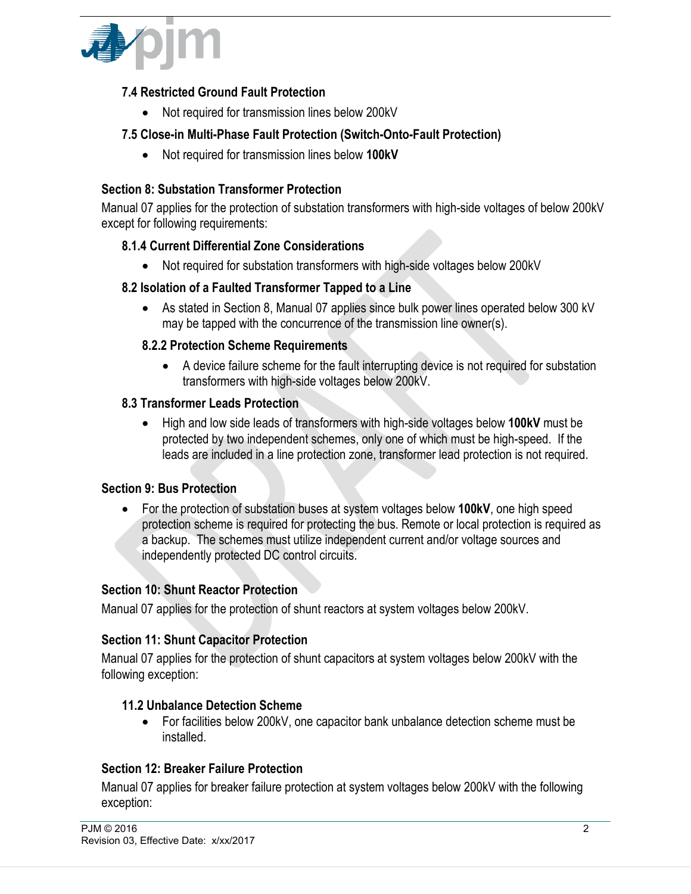### 7.4 Restricted Ground Fault Protection

- Not required for transmission lines below 200kV

### 7.5 Close-in Multi-Phase Fault Protection (Switch-Onto-Fault Protection)

- Not required for transmission lines below **100kV**

## Section 8: Substation Transformer Protection

Manual 07 applies for the protection of substation transformers with high-side voltages of below 200kV except for following requirements:

### 8.1.4 Current Differential Zone Considerations

- Not required for substation transformers with high-side voltages below 200kV

### 8.2 Isolation of a Faulted Transformer Tapped to a Line

- As stated in Section 8, Manual 07 applies since bulk power lines operated below 300 kV may be tapped with the concurrence of the transmission line owner(s).

#### 8.2.2 Protection Scheme Requirements

- A device failure scheme for the fault interrupting device is not required for substation transformers with high-side voltages below 200kV.

### 8.3 Transformer Leads Protection

- High and low side leads of transformers with high-side voltages below **100kV** must be protected by two independent schemes, only one of which must be high-speed. If the leads are included in a line protection zone, transformer lead protection is not required.

## Section 9: Bus Protection

- For the protection of substation buses at system voltages below **100kV**, one high speed protection scheme is required for protecting the bus. Remote or local protection is required as a backup. The schemes must utilize independent current and/or voltage sources and independently protected DC control circuits.

## Section 10: Shunt Reactor Protection

Manual 07 applies for the protection of shunt reactors at system voltages below 200kV.

## Section 11: Shunt Capacitor Protection

Manual 07 applies for the protection of shunt capacitors at system voltages below 200kV with the following exception:

### 11.2 Unbalance Detection Scheme

- For facilities below 200kV, one capacitor bank unbalance detection scheme must be installed.

## Section 12: Breaker Failure Protection

Manual 07 applies for breaker failure protection at system voltages below 200kV with the following exception: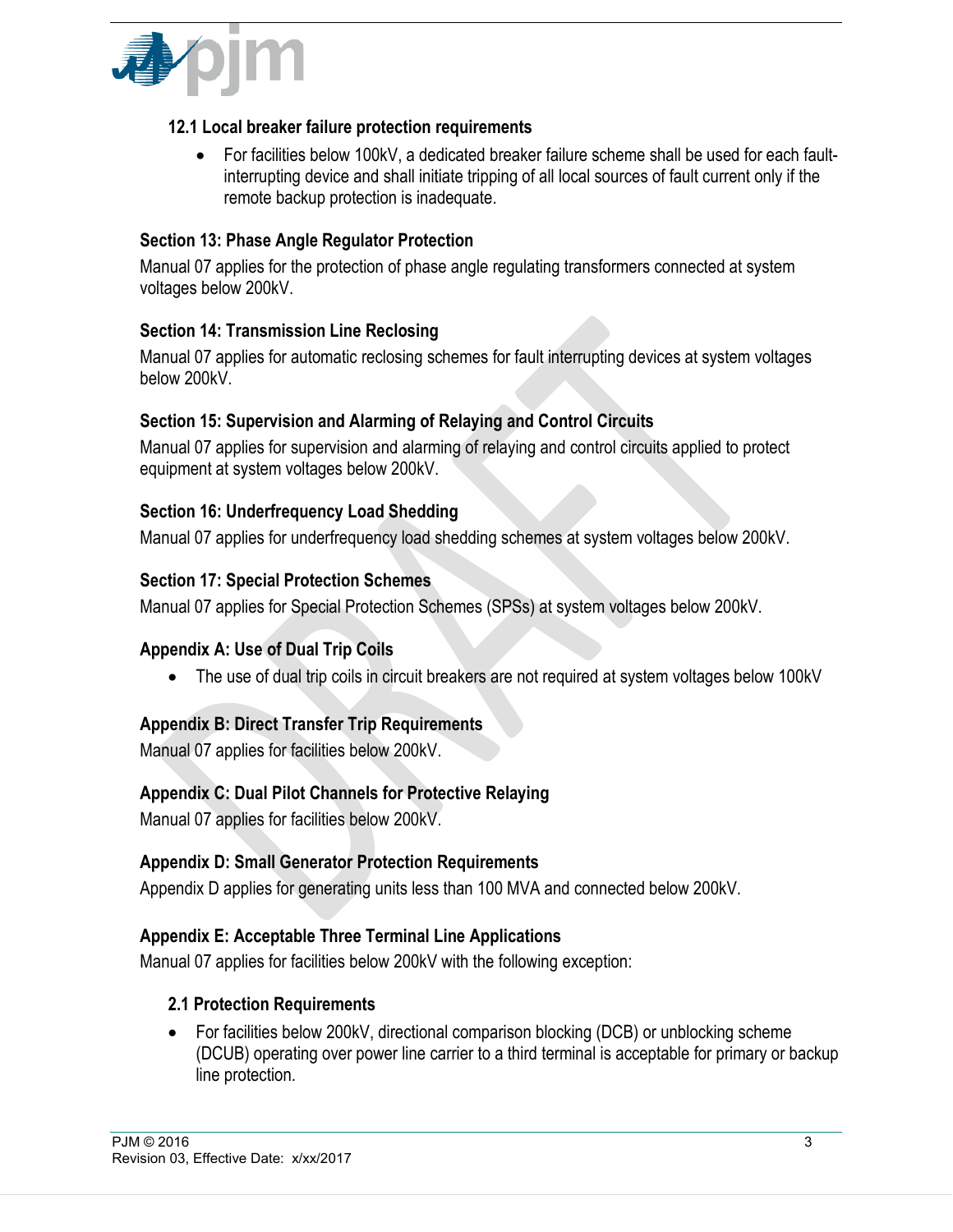### 12.1 Local breaker failure protection requirements

- For facilities below 100kV, a dedicated breaker failure scheme shall be used for each fault-interrupting device and shall initiate tripping of all local sources of fault current only if the remote backup protection is inadequate.

## Section 13: Phase Angle Regulator Protection

Manual 07 applies for the protection of phase angle regulating transformers connected at system voltages below 200kV.

## Section 14: Transmission Line Reclosing

Manual 07 applies for automatic reclosing schemes for fault interrupting devices at system voltages below 200kV.

## Section 15: Supervision and Alarming of Relaying and Control Circuits

Manual 07 applies for supervision and alarming of relaying and control circuits applied to protect equipment at system voltages below 200kV.

## Section 16: Underfrequency Load Shedding

Manual 07 applies for underfrequency load shedding schemes at system voltages below 200kV.

## Section 17: Special Protection Schemes

Manual 07 applies for Special Protection Schemes (SPSs) at system voltages below 200kV.

## Appendix A: Use of Dual Trip Coils

- The use of dual trip coils in circuit breakers are not required at system voltages below 100kV

## Appendix B: Direct Transfer Trip Requirements

Manual 07 applies for facilities below 200kV.

## Appendix C: Dual Pilot Channels for Protective Relaying

Manual 07 applies for facilities below 200kV.

## Appendix D: Small Generator Protection Requirements

Appendix D applies for generating units less than 100 MVA and connected below 200kV.

## Appendix E: Acceptable Three Terminal Line Applications

Manual 07 applies for facilities below 200kV with the following exception:

### 2.1 Protection Requirements

- For facilities below 200kV, directional comparison blocking (DCB) or unblocking scheme (DCUB) operating over power line carrier to a third terminal is acceptable for primary or backup line protection.